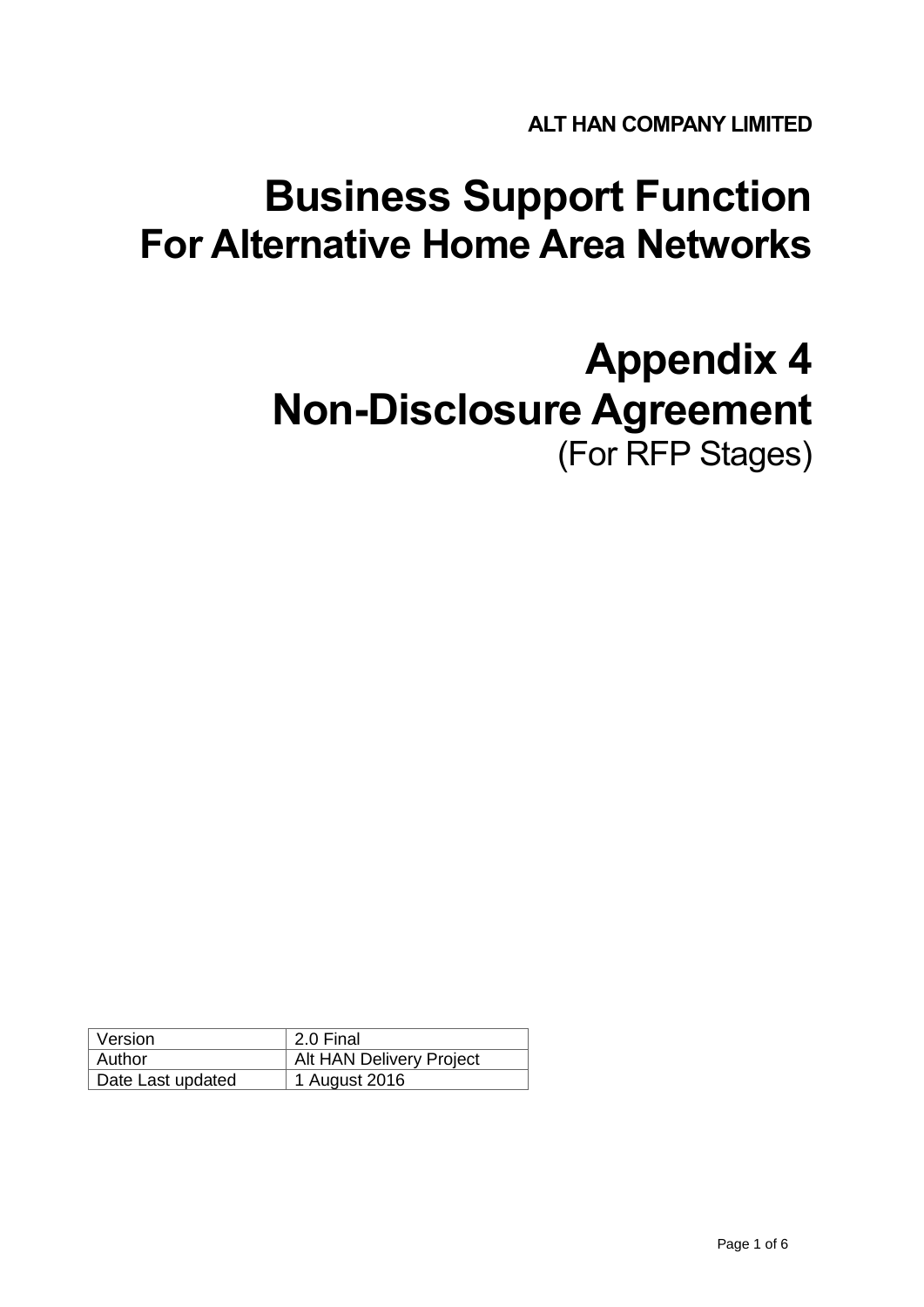**ALT HAN COMPANY LIMITED**

# Business Support Function
## For Alternative Home Area Networks

# Appendix 4
# Non-Disclosure Agreement
(For RFP Stages)

| Version | 2.0 Final |
|---|---|
| Author | Alt HAN Delivery Project |
| Date Last updated | 1 August 2016 |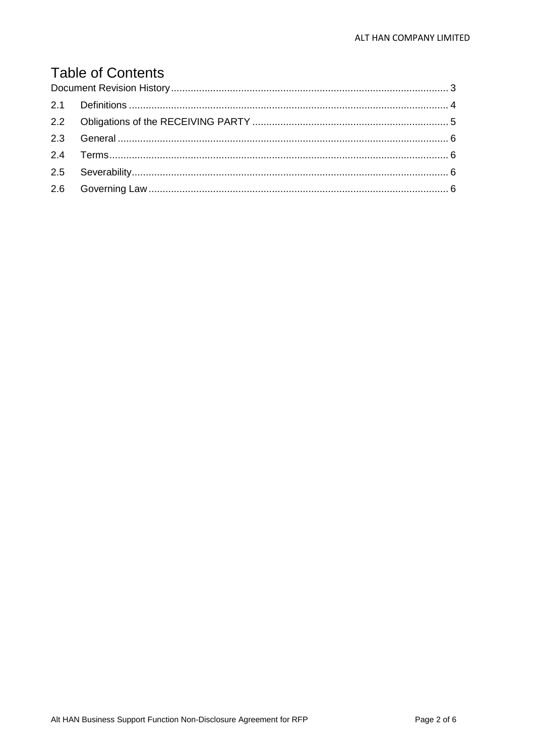# Table of Contents

Document Revision History .................................................................................................. 3

2.1 Definitions ................................................................................................................. 4

2.2 Obligations of the RECEIVING PARTY ..................................................................... 5

2.3 General ..................................................................................................................... 6

2.4 Terms ........................................................................................................................ 6

2.5 Severability ............................................................................................................... 6

2.6 Governing Law .......................................................................................................... 6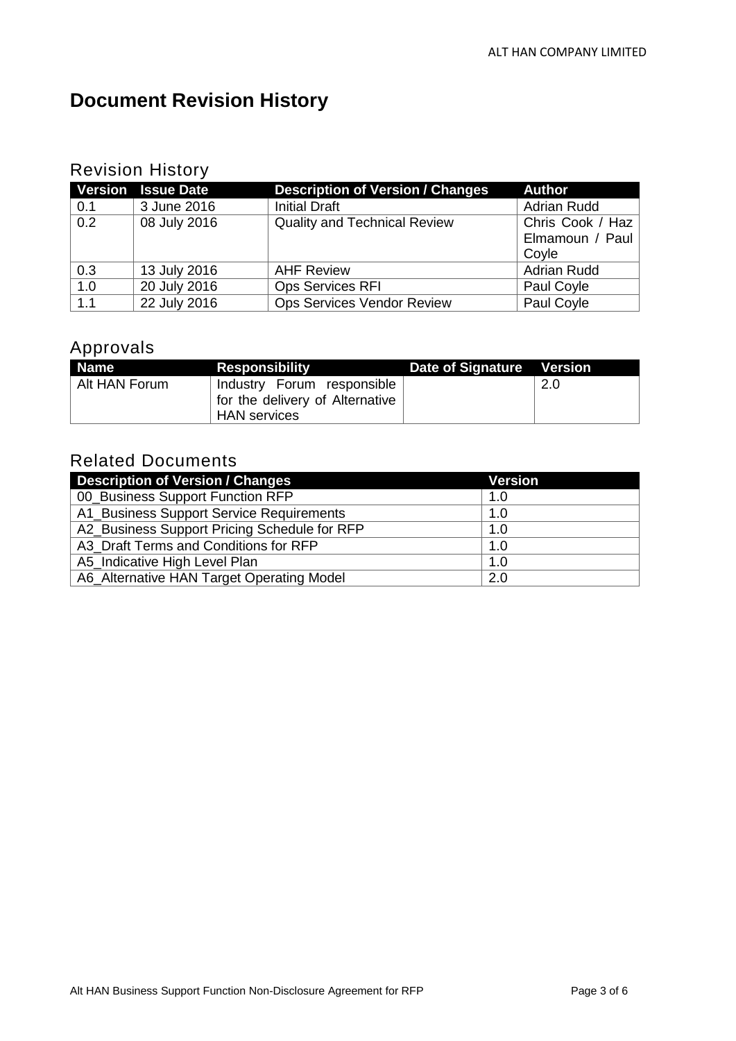# Document Revision History

## Revision History

| Version | Issue Date | Description of Version / Changes | Author |
|---|---|---|---|
| 0.1 | 3 June 2016 | Initial Draft | Adrian Rudd |
| 0.2 | 08 July 2016 | Quality and Technical Review | Chris Cook / Haz Elmamoun / Paul Coyle |
| 0.3 | 13 July 2016 | AHF Review | Adrian Rudd |
| 1.0 | 20 July 2016 | Ops Services RFI | Paul Coyle |
| 1.1 | 22 July 2016 | Ops Services Vendor Review | Paul Coyle |

## Approvals

| Name | Responsibility | Date of Signature | Version |
|---|---|---|---|
| Alt HAN Forum | Industry Forum responsible for the delivery of Alternative HAN services | | 2.0 |

## Related Documents

| Description of Version / Changes | Version |
|---|---|
| 00_Business Support Function RFP | 1.0 |
| A1_Business Support Service Requirements | 1.0 |
| A2_Business Support Pricing Schedule for RFP | 1.0 |
| A3_Draft Terms and Conditions for RFP | 1.0 |
| A5_Indicative High Level Plan | 1.0 |
| A6_Alternative HAN Target Operating Model | 2.0 |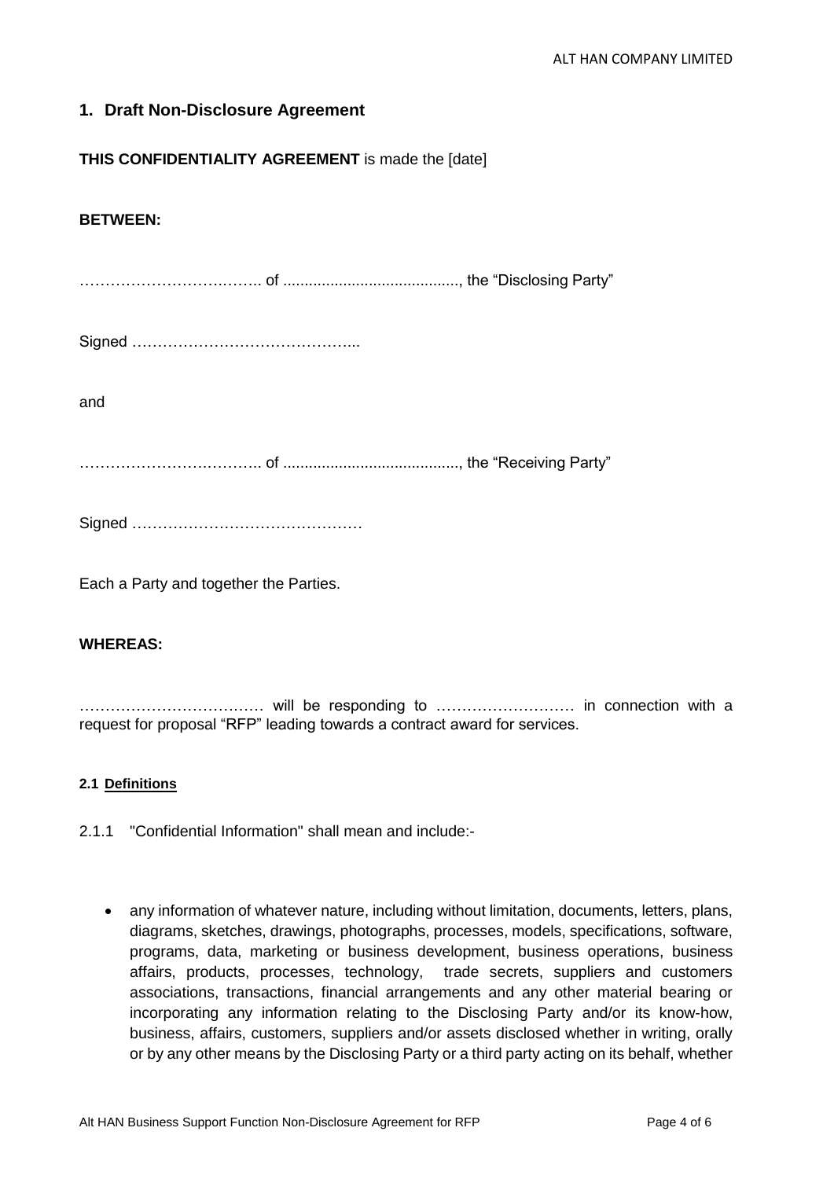## 1. Draft Non-Disclosure Agreement

**THIS CONFIDENTIALITY AGREEMENT** is made the [date]

**BETWEEN:**

…………………………….. of ........................................., the "Disclosing Party"

Signed ……………………………………...

and

…………………………….. of ........................................., the "Receiving Party"

Signed ………………………………………

Each a Party and together the Parties.

**WHEREAS:**

……………………………… will be responding to ……………………… in connection with a request for proposal "RFP" leading towards a contract award for services.

#### 2.1 Definitions

2.1.1 "Confidential Information" shall mean and include:-

- any information of whatever nature, including without limitation, documents, letters, plans, diagrams, sketches, drawings, photographs, processes, models, specifications, software, programs, data, marketing or business development, business operations, business affairs, products, processes, technology, trade secrets, suppliers and customers associations, transactions, financial arrangements and any other material bearing or incorporating any information relating to the Disclosing Party and/or its know-how, business, affairs, customers, suppliers and/or assets disclosed whether in writing, orally or by any other means by the Disclosing Party or a third party acting on its behalf, whether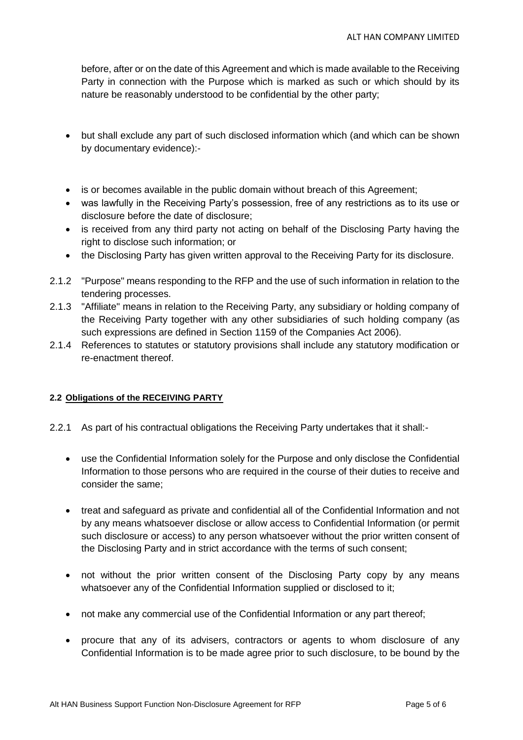before, after or on the date of this Agreement and which is made available to the Receiving Party in connection with the Purpose which is marked as such or which should by its nature be reasonably understood to be confidential by the other party;

- but shall exclude any part of such disclosed information which (and which can be shown by documentary evidence):-

- is or becomes available in the public domain without breach of this Agreement;
- was lawfully in the Receiving Party's possession, free of any restrictions as to its use or disclosure before the date of disclosure;
- is received from any third party not acting on behalf of the Disclosing Party having the right to disclose such information; or
- the Disclosing Party has given written approval to the Receiving Party for its disclosure.

2.1.2 "Purpose" means responding to the RFP and the use of such information in relation to the tendering processes.

2.1.3 "Affiliate" means in relation to the Receiving Party, any subsidiary or holding company of the Receiving Party together with any other subsidiaries of such holding company (as such expressions are defined in Section 1159 of the Companies Act 2006).

2.1.4 References to statutes or statutory provisions shall include any statutory modification or re-enactment thereof.

**2.2 Obligations of the RECEIVING PARTY**

2.2.1 As part of his contractual obligations the Receiving Party undertakes that it shall:-

- use the Confidential Information solely for the Purpose and only disclose the Confidential Information to those persons who are required in the course of their duties to receive and consider the same;

- treat and safeguard as private and confidential all of the Confidential Information and not by any means whatsoever disclose or allow access to Confidential Information (or permit such disclosure or access) to any person whatsoever without the prior written consent of the Disclosing Party and in strict accordance with the terms of such consent;

- not without the prior written consent of the Disclosing Party copy by any means whatsoever any of the Confidential Information supplied or disclosed to it;

- not make any commercial use of the Confidential Information or any part thereof;

- procure that any of its advisers, contractors or agents to whom disclosure of any Confidential Information is to be made agree prior to such disclosure, to be bound by the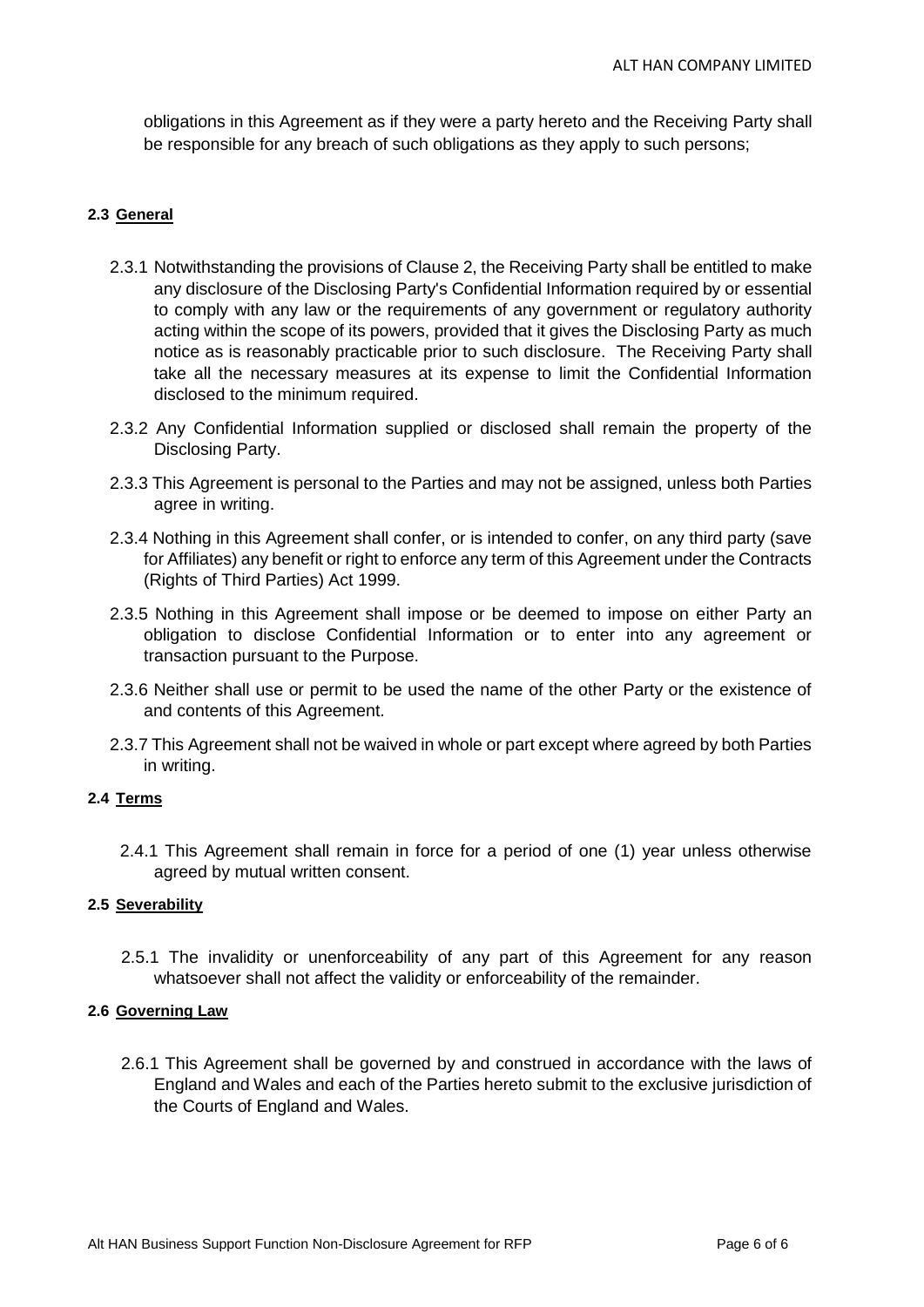obligations in this Agreement as if they were a party hereto and the Receiving Party shall be responsible for any breach of such obligations as they apply to such persons;

**2.3 General**

2.3.1 Notwithstanding the provisions of Clause 2, the Receiving Party shall be entitled to make any disclosure of the Disclosing Party's Confidential Information required by or essential to comply with any law or the requirements of any government or regulatory authority acting within the scope of its powers, provided that it gives the Disclosing Party as much notice as is reasonably practicable prior to such disclosure. The Receiving Party shall take all the necessary measures at its expense to limit the Confidential Information disclosed to the minimum required.

2.3.2 Any Confidential Information supplied or disclosed shall remain the property of the Disclosing Party.

2.3.3 This Agreement is personal to the Parties and may not be assigned, unless both Parties agree in writing.

2.3.4 Nothing in this Agreement shall confer, or is intended to confer, on any third party (save for Affiliates) any benefit or right to enforce any term of this Agreement under the Contracts (Rights of Third Parties) Act 1999.

2.3.5 Nothing in this Agreement shall impose or be deemed to impose on either Party an obligation to disclose Confidential Information or to enter into any agreement or transaction pursuant to the Purpose.

2.3.6 Neither shall use or permit to be used the name of the other Party or the existence of and contents of this Agreement.

2.3.7 This Agreement shall not be waived in whole or part except where agreed by both Parties in writing.

**2.4 Terms**

2.4.1 This Agreement shall remain in force for a period of one (1) year unless otherwise agreed by mutual written consent.

**2.5 Severability**

2.5.1 The invalidity or unenforceability of any part of this Agreement for any reason whatsoever shall not affect the validity or enforceability of the remainder.

**2.6 Governing Law**

2.6.1 This Agreement shall be governed by and construed in accordance with the laws of England and Wales and each of the Parties hereto submit to the exclusive jurisdiction of the Courts of England and Wales.